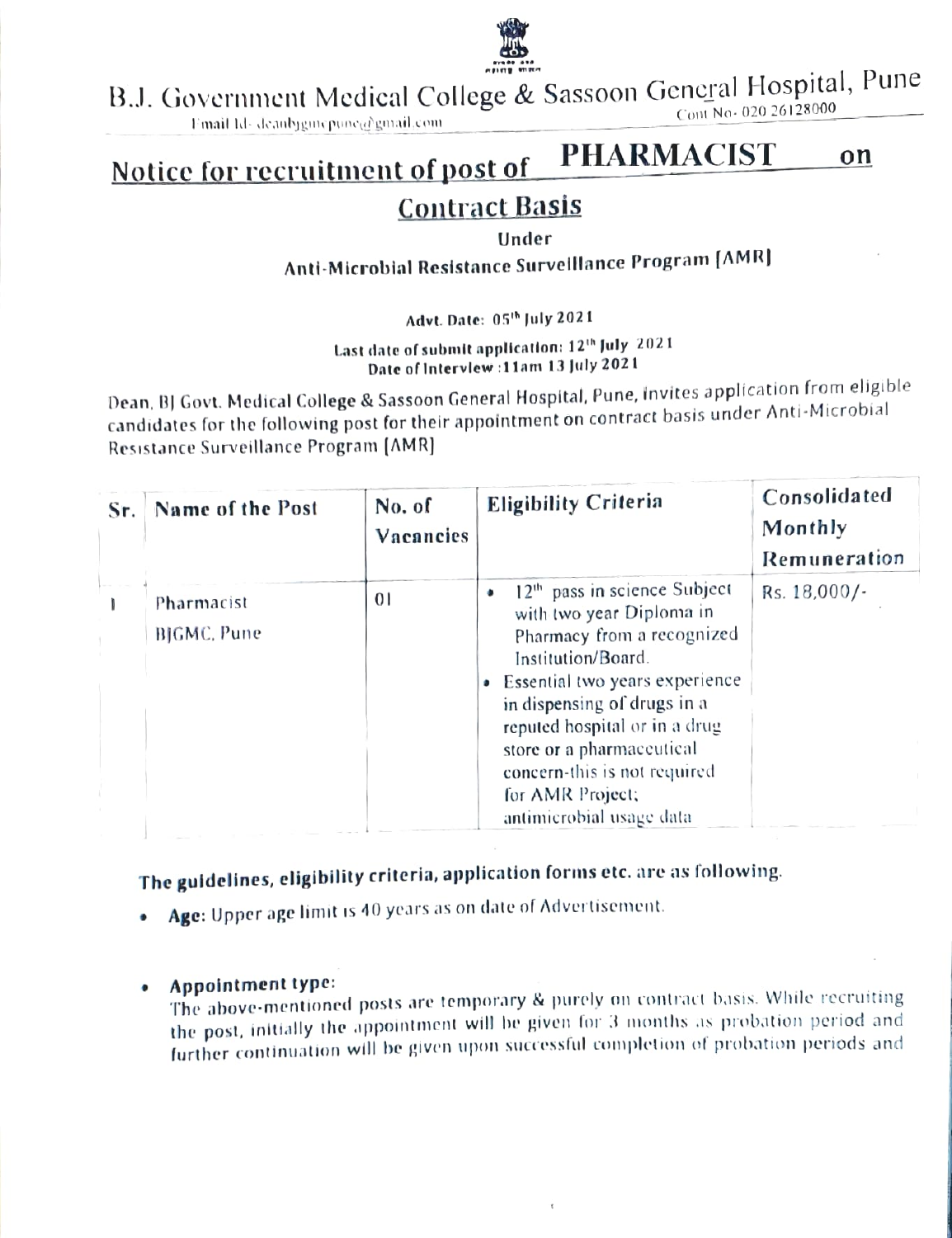# B.J. Government Medical College & Sassoon General Hospital, Pune

Email Id- deanbjgmcpune@gmail.com                Cont No- 020 26128000

## Notice for recruitment of post of PHARMACIST on Contract Basis

**Under**

**Anti-Microbial Resistance Surveillance Program [AMR]**

**Advt. Date: 05th July 2021**

**Last date of submit application: 12th July 2021**
**Date of Interview : 11am 13 July 2021**

Dean, BJ Govt. Medical College & Sassoon General Hospital, Pune, invites application from eligible candidates for the following post for their appointment on contract basis under Anti-Microbial Resistance Surveillance Program [AMR]

| Sr. | Name of the Post | No. of Vacancies | Eligibility Criteria | Consolidated Monthly Remuneration |
|---|---|---|---|---|
| 1 | Pharmacist BJGMC, Pune | 01 | • 12th pass in science Subject with two year Diploma in Pharmacy from a recognized Institution/Board. • Essential two years experience in dispensing of drugs in a reputed hospital or in a drug store or a pharmaceutical concern-this is not required for AMR Project; antimicrobial usage data | Rs. 18,000/- |

### The guidelines, eligibility criteria, application forms etc. are as following.

- **Age:** Upper age limit is 40 years as on date of Advertisement.

- **Appointment type:**
  The above-mentioned posts are temporary & purely on contract basis. While recruiting the post, initially the appointment will be given for 3 months as probation period and further continuation will be given upon successful completion of probation periods and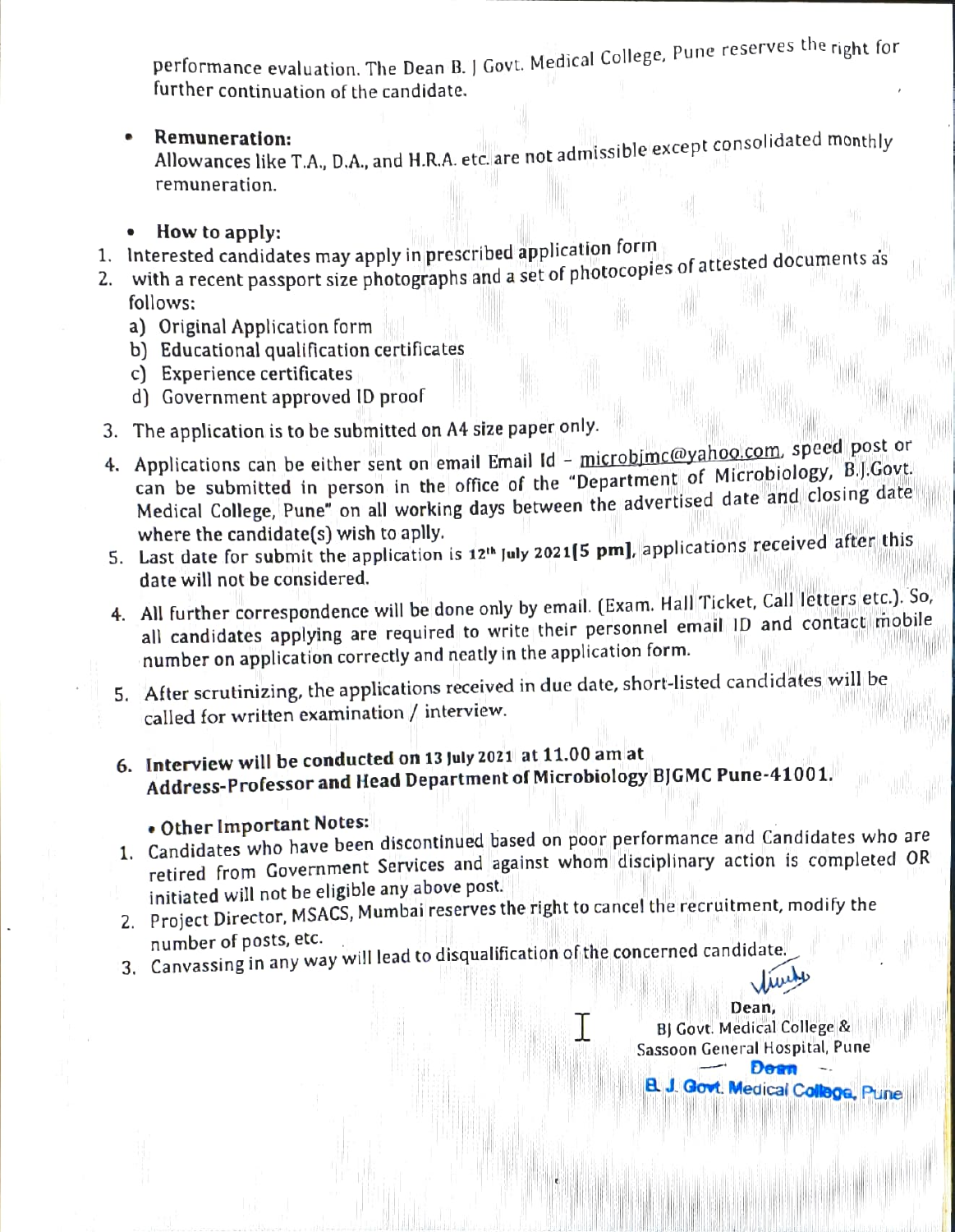performance evaluation. The Dean B. J Govt. Medical College, Pune reserves the right for further continuation of the candidate.

- **Remuneration:**
  Allowances like T.A., D.A., and H.R.A. etc. are not admissible except consolidated monthly remuneration.

- **How to apply:**

1. Interested candidates may apply in prescribed application form
2. with a recent passport size photographs and a set of photocopies of attested documents as follows:
   a) Original Application form
   b) Educational qualification certificates
   c) Experience certificates
   d) Government approved ID proof
3. The application is to be submitted on A4 size paper only.
4. Applications can be either sent on email Email Id - microbjmc@yahoo.com, speed post or can be submitted in person in the office of the "Department of Microbiology, B.J.Govt. Medical College, Pune" on all working days between the advertised date and closing date where the candidate(s) wish to aplly.
5. Last date for submit the application is 12[th] July 2021**[5 pm]**, applications received after this date will not be considered.
4. All further correspondence will be done only by email. (Exam. Hall Ticket, Call letters etc.). So, all candidates applying are required to write their personnel email ID and contact mobile number on application correctly and neatly in the application form.
5. After scrutinizing, the applications received in due date, short-listed candidates will be called for written examination / interview.
6. **Interview will be conducted on 13 July 2021 at 11.00 am at Address-Professor and Head Department of Microbiology BJGMC Pune-41001.**

- **Other Important Notes:**

1. Candidates who have been discontinued based on poor performance and Candidates who are retired from Government Services and against whom disciplinary action is completed OR initiated will not be eligible any above post.
2. Project Director, MSACS, Mumbai reserves the right to cancel the recruitment, modify the number of posts, etc.
3. Canvassing in any way will lead to disqualification of the concerned candidate.

Dean,
BJ Govt. Medical College &
Sassoon General Hospital, Pune

Dean
B. J. Govt. Medical College, Pune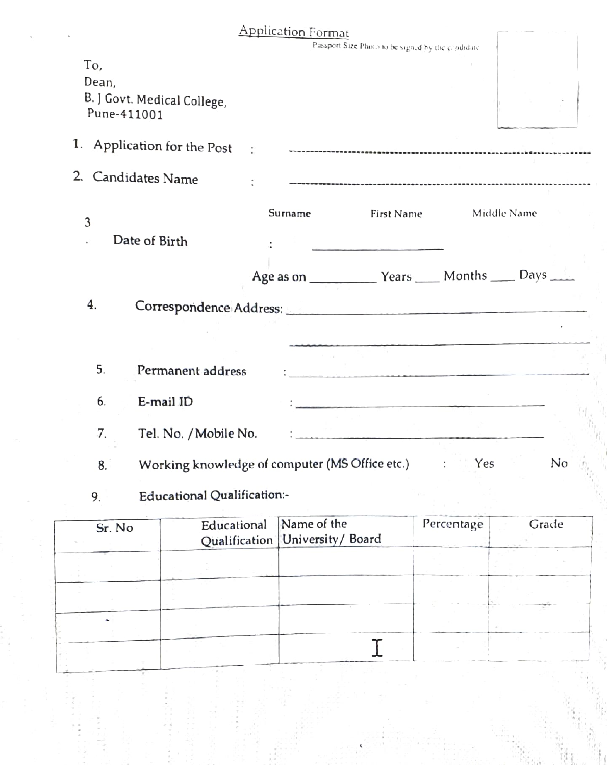# Application Format

Passport Size Photo to be signed by the candidate

To,
Dean,
B. J Govt. Medical College,
Pune-411001

1. Application for the Post : ------------------------------------------------------------

2. Candidates Name : ------------------------------------------------------------

   Surname First Name Middle Name

3. Date of Birth : ____________________

   Age as on __________ Years ____ Months ____ Days ____

4. Correspondence Address: ________________________________________________

   ________________________________________________

5. Permanent address : ________________________________________________

6. E-mail ID : ________________________________________

7. Tel. No. / Mobile No. : ________________________________________

8. Working knowledge of computer (MS Office etc.) : Yes No

9. Educational Qualification:-

| Sr. No | Educational Qualification | Name of the University/ Board | Percentage | Grade |
|---|---|---|---|---|
| | | | | |
| | | | | |
| | | | | |
| | | | | |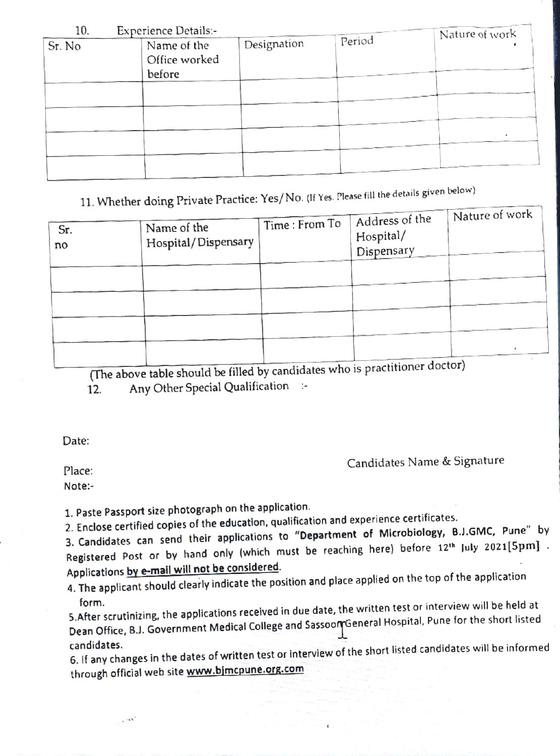10. Experience Details:-

| Sr. No | Name of the Office worked before | Designation | Period | Nature of work |
|---|---|---|---|---|
| | | | | |
| | | | | |
| | | | | |
| | | | | |

11. Whether doing Private Practice: Yes/No. (If Yes. Please fill the details given below)

| Sr. no | Name of the Hospital/Dispensary | Time : From To | Address of the Hospital/ Dispensary | Nature of work |
|---|---|---|---|---|
| | | | | |
| | | | | |
| | | | | |
| | | | | |

(The above table should be filled by candidates who is practitioner doctor)

12. Any Other Special Qualification :-

Date:

Place:

Candidates Name & Signature

Note:-

1. Paste Passport size photograph on the application.
2. Enclose certified copies of the education, qualification and experience certificates.
3. Candidates can send their applications to "**Department of Microbiology, B.J.GMC, Pune**" by Registered Post or by hand only (which must be reaching here) before 12th July 2021[5pm] . Applications **by e-mail will not be considered**.
4. The applicant should clearly indicate the position and place applied on the top of the application form.
5. After scrutinizing, the applications received in due date, the written test or interview will be held at Dean Office, B.J. Government Medical College and Sassoon General Hospital, Pune for the short listed candidates.
6. If any changes in the dates of written test or interview of the short listed candidates will be informed through official web site **www.bjmcpune.org.com**